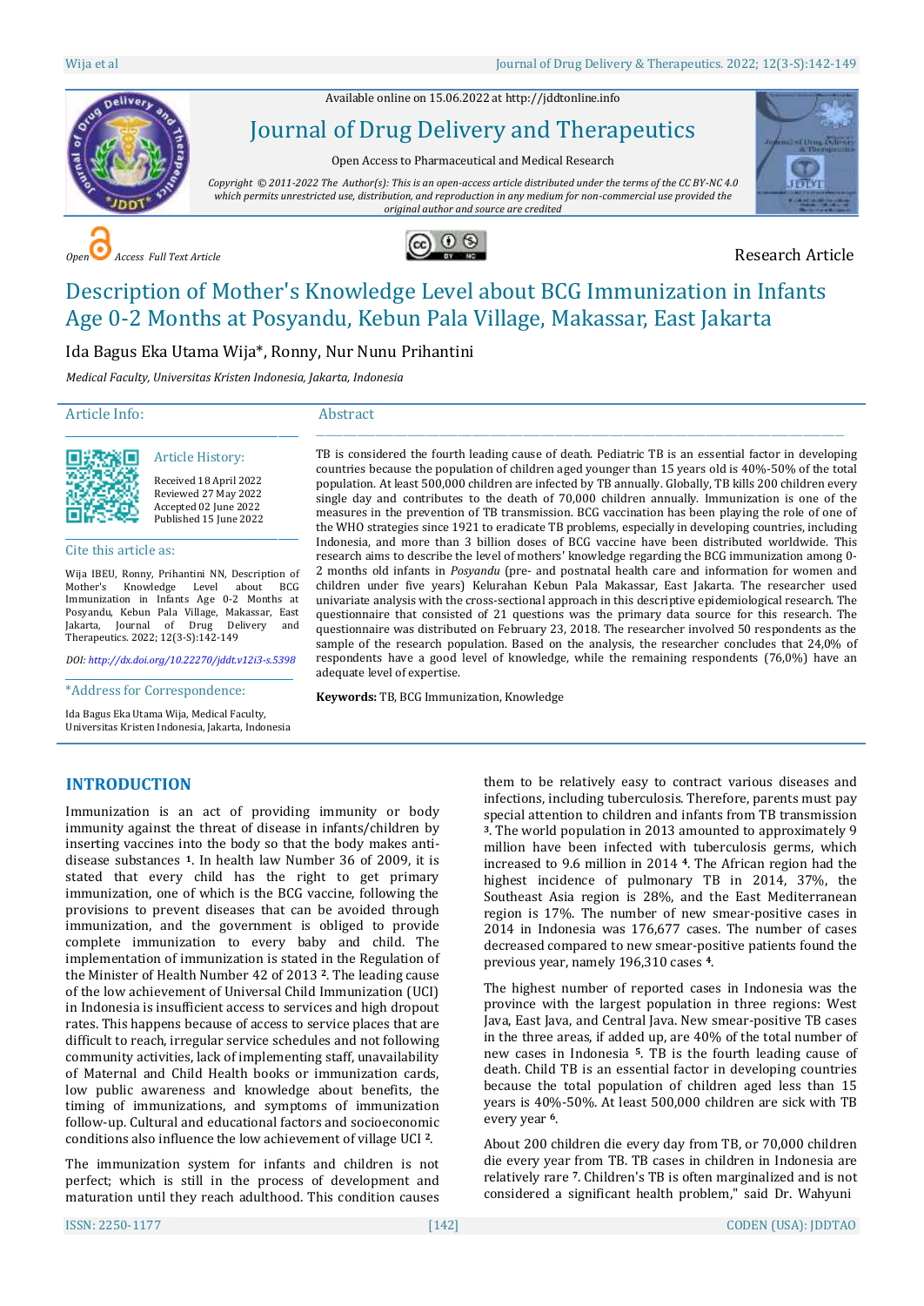Available online on 15.06.2022 at http://jddtonline.info

# Journal of Drug Delivery and Therapeutics

Open Access to Pharmaceutical and Medical Research

*Copyright © 2011-2022 The Author(s): This is an open-access article distributed under the terms of the CC BY-NC 4.0 which permits unrestricted use, distribution, and reproduction in any medium for non-commercial use provided the original author and source are credited*

*Open Access Full Text Article*

Research Article

# Description of Mother's Knowledge Level about BCG Immunization in Infants Age 0-2 Months at Posyandu, Kebun Pala Village, Makassar, East Jakarta

Ida Bagus Eka Utama Wija*, Ronny, Nur Nunu Prihantini

*Medical Faculty, Universitas Kristen Indonesia, Jakarta, Indonesia*

## Article Info:

### Article History:

Received 18 April 2022
Reviewed 27 May 2022
Accepted 02 June 2022
Published 15 June 2022

### Cite this article as:

Wija IBEU, Ronny, Prihantini NN, Description of Mother's Knowledge Level about BCG Immunization in Infants Age 0-2 Months at Posyandu, Kebun Pala Village, Makassar, East Jakarta, Journal of Drug Delivery and Therapeutics. 2022; 12(3-S):142-149

*DOI: http://dx.doi.org/10.22270/jddt.v12i3-s.5398*

### *Address for Correspondence:

Ida Bagus Eka Utama Wija, Medical Faculty, Universitas Kristen Indonesia, Jakarta, Indonesia

## Abstract

TB is considered the fourth leading cause of death. Pediatric TB is an essential factor in developing countries because the population of children aged younger than 15 years old is 40%-50% of the total population. At least 500,000 children are infected by TB annually. Globally, TB kills 200 children every single day and contributes to the death of 70,000 children annually. Immunization is one of the measures in the prevention of TB transmission. BCG vaccination has been playing the role of one of the WHO strategies since 1921 to eradicate TB problems, especially in developing countries, including Indonesia, and more than 3 billion doses of BCG vaccine have been distributed worldwide. This research aims to describe the level of mothers' knowledge regarding the BCG immunization among 0-2 months old infants in *Posyandu* (pre- and postnatal health care and information for women and children under five years) Kelurahan Kebun Pala Makassar, East Jakarta. The researcher used univariate analysis with the cross-sectional approach in this descriptive epidemiological research. The questionnaire that consisted of 21 questions was the primary data source for this research. The questionnaire was distributed on February 23, 2018. The researcher involved 50 respondents as the sample of the research population. Based on the analysis, the researcher concludes that 24,0% of respondents have a good level of knowledge, while the remaining respondents (76,0%) have an adequate level of expertise.

**Keywords:** TB, BCG Immunization, Knowledge

## INTRODUCTION

Immunization is an act of providing immunity or body immunity against the threat of disease in infants/children by inserting vaccines into the body so that the body makes anti-disease substances [1]. In health law Number 36 of 2009, it is stated that every child has the right to get primary immunization, one of which is the BCG vaccine, following the provisions to prevent diseases that can be avoided through immunization, and the government is obliged to provide complete immunization to every baby and child. The implementation of immunization is stated in the Regulation of the Minister of Health Number 42 of 2013 [2]. The leading cause of the low achievement of Universal Child Immunization (UCI) in Indonesia is insufficient access to services and high dropout rates. This happens because of access to service places that are difficult to reach, irregular service schedules and not following community activities, lack of implementing staff, unavailability of Maternal and Child Health books or immunization cards, low public awareness and knowledge about benefits, the timing of immunizations, and symptoms of immunization follow-up. Cultural and educational factors and socioeconomic conditions also influence the low achievement of village UCI [2].

The immunization system for infants and children is not perfect; which is still in the process of development and maturation until they reach adulthood. This condition causes them to be relatively easy to contract various diseases and infections, including tuberculosis. Therefore, parents must pay special attention to children and infants from TB transmission [3]. The world population in 2013 amounted to approximately 9 million have been infected with tuberculosis germs, which increased to 9.6 million in 2014 [4]. The African region had the highest incidence of pulmonary TB in 2014, 37%, the Southeast Asia region is 28%, and the East Mediterranean region is 17%. The number of new smear-positive cases in 2014 in Indonesia was 176,677 cases. The number of cases decreased compared to new smear-positive patients found the previous year, namely 196,310 cases [4].

The highest number of reported cases in Indonesia was the province with the largest population in three regions: West Java, East Java, and Central Java. New smear-positive TB cases in the three areas, if added up, are 40% of the total number of new cases in Indonesia [5]. TB is the fourth leading cause of death. Child TB is an essential factor in developing countries because the total population of children aged less than 15 years is 40%-50%. At least 500,000 children are sick with TB every year [6].

About 200 children die every day from TB, or 70,000 children die every year from TB. TB cases in children in Indonesia are relatively rare [7]. Children's TB is often marginalized and is not considered a significant health problem," said Dr. Wahyuni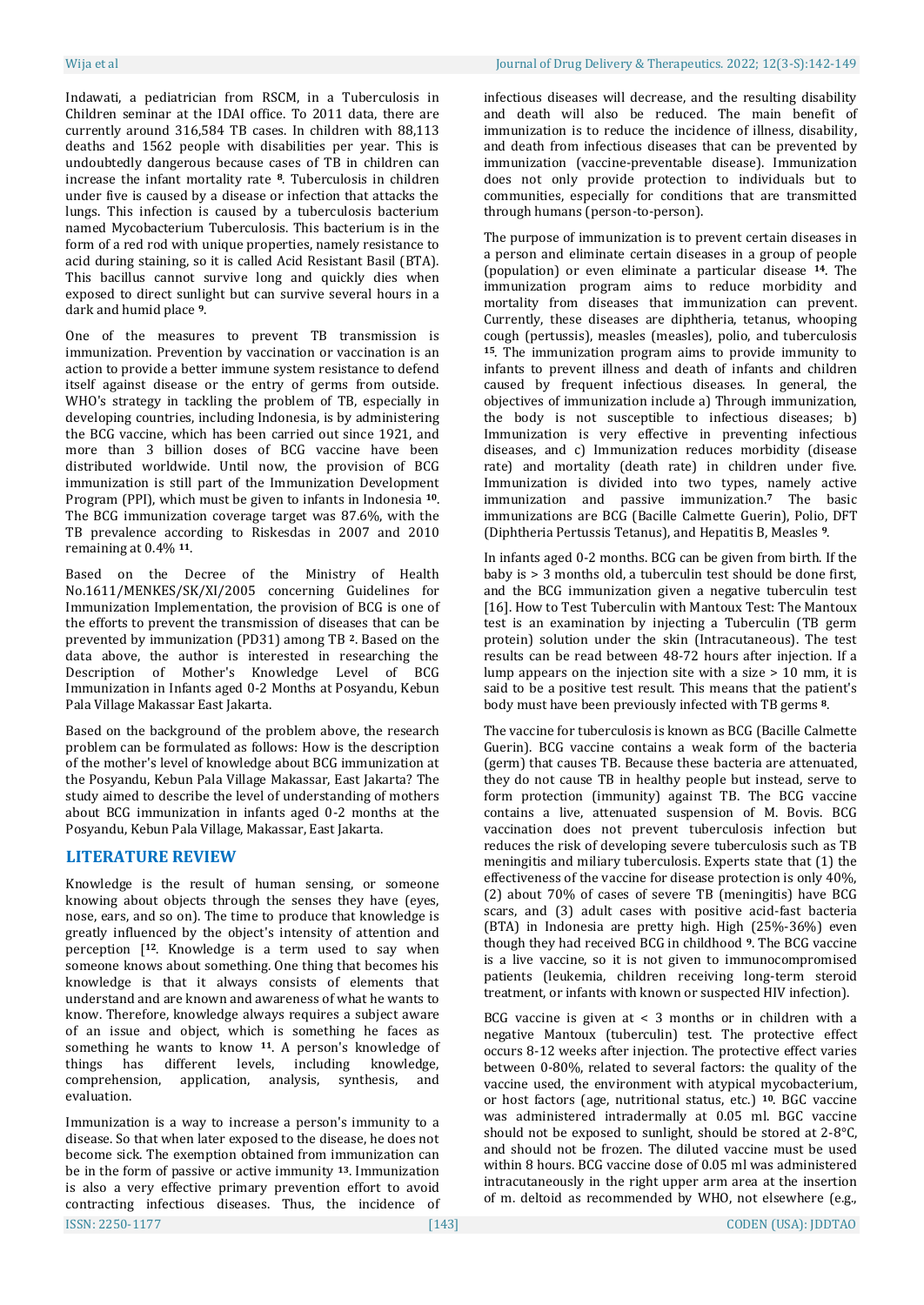Indawati, a pediatrician from RSCM, in a Tuberculosis in Children seminar at the IDAI office. To 2011 data, there are currently around 316,584 TB cases. In children with 88,113 deaths and 1562 people with disabilities per year. This is undoubtedly dangerous because cases of TB in children can increase the infant mortality rate [8]. Tuberculosis in children under five is caused by a disease or infection that attacks the lungs. This infection is caused by a tuberculosis bacterium named Mycobacterium Tuberculosis. This bacterium is in the form of a red rod with unique properties, namely resistance to acid during staining, so it is called Acid Resistant Basil (BTA). This bacillus cannot survive long and quickly dies when exposed to direct sunlight but can survive several hours in a dark and humid place [9].

One of the measures to prevent TB transmission is immunization. Prevention by vaccination or vaccination is an action to provide a better immune system resistance to defend itself against disease or the entry of germs from outside. WHO's strategy in tackling the problem of TB, especially in developing countries, including Indonesia, is by administering the BCG vaccine, which has been carried out since 1921, and more than 3 billion doses of BCG vaccine have been distributed worldwide. Until now, the provision of BCG immunization is still part of the Immunization Development Program (PPI), which must be given to infants in Indonesia [10]. The BCG immunization coverage target was 87.6%, with the TB prevalence according to Riskesdas in 2007 and 2010 remaining at 0.4% [11].

Based on the Decree of the Ministry of Health No.1611/MENKES/SK/XI/2005 concerning Guidelines for Immunization Implementation, the provision of BCG is one of the efforts to prevent the transmission of diseases that can be prevented by immunization (PD31) among TB [2]. Based on the data above, the author is interested in researching the Description of Mother's Knowledge Level of BCG Immunization in Infants aged 0-2 Months at Posyandu, Kebun Pala Village Makassar East Jakarta.

Based on the background of the problem above, the research problem can be formulated as follows: How is the description of the mother's level of knowledge about BCG immunization at the Posyandu, Kebun Pala Village Makassar, East Jakarta? The study aimed to describe the level of understanding of mothers about BCG immunization in infants aged 0-2 months at the Posyandu, Kebun Pala Village, Makassar, East Jakarta.

## LITERATURE REVIEW

Knowledge is the result of human sensing, or someone knowing about objects through the senses they have (eyes, nose, ears, and so on). The time to produce that knowledge is greatly influenced by the object's intensity of attention and perception [[12]. Knowledge is a term used to say when someone knows about something. One thing that becomes his knowledge is that it always consists of elements that understand and are known and awareness of what he wants to know. Therefore, knowledge always requires a subject aware of an issue and object, which is something he faces as something he wants to know [11]. A person's knowledge of things has different levels, including knowledge, comprehension, application, analysis, synthesis, and evaluation.

Immunization is a way to increase a person's immunity to a disease. So that when later exposed to the disease, he does not become sick. The exemption obtained from immunization can be in the form of passive or active immunity [13]. Immunization is also a very effective primary prevention effort to avoid contracting infectious diseases. Thus, the incidence of infectious diseases will decrease, and the resulting disability and death will also be reduced. The main benefit of immunization is to reduce the incidence of illness, disability, and death from infectious diseases that can be prevented by immunization (vaccine-preventable disease). Immunization does not only provide protection to individuals but to communities, especially for conditions that are transmitted through humans (person-to-person).

The purpose of immunization is to prevent certain diseases in a person and eliminate certain diseases in a group of people (population) or even eliminate a particular disease [14]. The immunization program aims to reduce morbidity and mortality from diseases that immunization can prevent. Currently, these diseases are diphtheria, tetanus, whooping cough (pertussis), measles (measles), polio, and tuberculosis [15]. The immunization program aims to provide immunity to infants to prevent illness and death of infants and children caused by frequent infectious diseases. In general, the objectives of immunization include a) Through immunization, the body is not susceptible to infectious diseases; b) Immunization is very effective in preventing infectious diseases, and c) Immunization reduces morbidity (disease rate) and mortality (death rate) in children under five. Immunization is divided into two types, namely active immunization and passive immunization.[7] The basic immunizations are BCG (Bacille Calmette Guerin), Polio, DFT (Diphtheria Pertussis Tetanus), and Hepatitis B, Measles [9].

In infants aged 0-2 months. BCG can be given from birth. If the baby is > 3 months old, a tuberculin test should be done first, and the BCG immunization given a negative tuberculin test [16]. How to Test Tuberculin with Mantoux Test: The Mantoux test is an examination by injecting a Tuberculin (TB germ protein) solution under the skin (Intracutaneous). The test results can be read between 48-72 hours after injection. If a lump appears on the injection site with a size > 10 mm, it is said to be a positive test result. This means that the patient's body must have been previously infected with TB germs [8].

The vaccine for tuberculosis is known as BCG (Bacille Calmette Guerin). BCG vaccine contains a weak form of the bacteria (germ) that causes TB. Because these bacteria are attenuated, they do not cause TB in healthy people but instead, serve to form protection (immunity) against TB. The BCG vaccine contains a live, attenuated suspension of M. Bovis. BCG vaccination does not prevent tuberculosis infection but reduces the risk of developing severe tuberculosis such as TB meningitis and miliary tuberculosis. Experts state that (1) the effectiveness of the vaccine for disease protection is only 40%, (2) about 70% of cases of severe TB (meningitis) have BCG scars, and (3) adult cases with positive acid-fast bacteria (BTA) in Indonesia are pretty high. High (25%-36%) even though they had received BCG in childhood [9]. The BCG vaccine is a live vaccine, so it is not given to immunocompromised patients (leukemia, children receiving long-term steroid treatment, or infants with known or suspected HIV infection).

BCG vaccine is given at < 3 months or in children with a negative Mantoux (tuberculin) test. The protective effect occurs 8-12 weeks after injection. The protective effect varies between 0-80%, related to several factors: the quality of the vaccine used, the environment with atypical mycobacterium, or host factors (age, nutritional status, etc.) [10]. BGC vaccine was administered intradermally at 0.05 ml. BGC vaccine should not be exposed to sunlight, should be stored at 2-8°C, and should not be frozen. The diluted vaccine must be used within 8 hours. BCG vaccine dose of 0.05 ml was administered intracutaneously in the right upper arm area at the insertion of m. deltoid as recommended by WHO, not elsewhere (e.g.,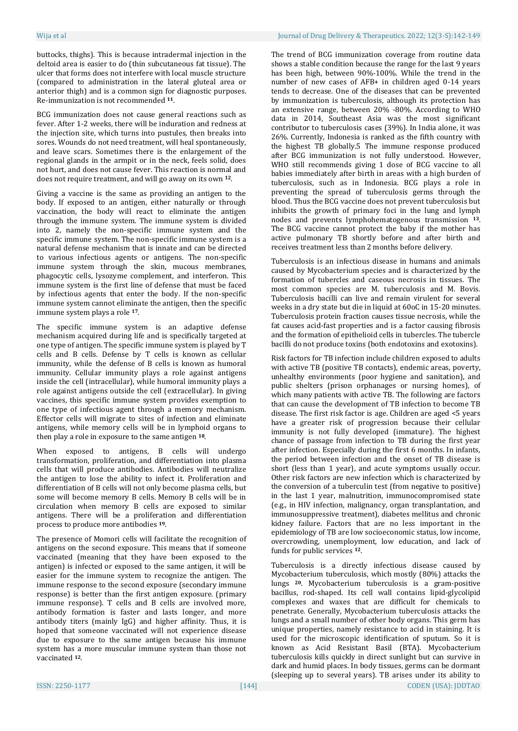buttocks, thighs). This is because intradermal injection in the deltoid area is easier to do (thin subcutaneous fat tissue). The ulcer that forms does not interfere with local muscle structure (compared to administration in the lateral gluteal area or anterior thigh) and is a common sign for diagnostic purposes. Re-immunization is not recommended [11].

BCG immunization does not cause general reactions such as fever. After 1-2 weeks, there will be induration and redness at the injection site, which turns into pustules, then breaks into sores. Wounds do not need treatment, will heal spontaneously, and leave scars. Sometimes there is the enlargement of the regional glands in the armpit or in the neck, feels solid, does not hurt, and does not cause fever. This reaction is normal and does not require treatment, and will go away on its own [12].

Giving a vaccine is the same as providing an antigen to the body. If exposed to an antigen, either naturally or through vaccination, the body will react to eliminate the antigen through the immune system. The immune system is divided into 2, namely the non-specific immune system and the specific immune system. The non-specific immune system is a natural defense mechanism that is innate and can be directed to various infectious agents or antigens. The non-specific immune system through the skin, mucous membranes, phagocytic cells, lysozyme complement, and interferon. This immune system is the first line of defense that must be faced by infectious agents that enter the body. If the non-specific immune system cannot eliminate the antigen, then the specific immune system plays a role [17].

The specific immune system is an adaptive defense mechanism acquired during life and is specifically targeted at one type of antigen. The specific immune system is played by T cells and B cells. Defense by T cells is known as cellular immunity, while the defense of B cells is known as humoral immunity. Cellular immunity plays a role against antigens inside the cell (intracellular), while humoral immunity plays a role against antigens outside the cell (extracellular). In giving vaccines, this specific immune system provides exemption to one type of infectious agent through a memory mechanism. Effector cells will migrate to sites of infection and eliminate antigens, while memory cells will be in lymphoid organs to then play a role in exposure to the same antigen [18].

When exposed to antigens, B cells will undergo transformation, proliferation, and differentiation into plasma cells that will produce antibodies. Antibodies will neutralize the antigen to lose the ability to infect it. Proliferation and differentiation of B cells will not only become plasma cells, but some will become memory B cells. Memory B cells will be in circulation when memory B cells are exposed to similar antigens. There will be a proliferation and differentiation process to produce more antibodies [19].

The presence of Momori cells will facilitate the recognition of antigens on the second exposure. This means that if someone vaccinated (meaning that they have been exposed to the antigen) is infected or exposed to the same antigen, it will be easier for the immune system to recognize the antigen. The immune response to the second exposure (secondary immune response) is better than the first antigen exposure. (primary immune response). T cells and B cells are involved more, antibody formation is faster and lasts longer, and more antibody titers (mainly IgG) and higher affinity. Thus, it is hoped that someone vaccinated will not experience disease due to exposure to the same antigen because his immune system has a more muscular immune system than those not vaccinated [12].

The trend of BCG immunization coverage from routine data shows a stable condition because the range for the last 9 years has been high, between 90%-100%. While the trend in the number of new cases of AFB+ in children aged 0-14 years tends to decrease. One of the diseases that can be prevented by immunization is tuberculosis, although its protection has an extensive range, between 20% -80%. According to WHO data in 2014, Southeast Asia was the most significant contributor to tuberculosis cases (39%). In India alone, it was 26%. Currently, Indonesia is ranked as the fifth country with the highest TB globally.5 The immune response produced after BCG immunization is not fully understood. However, WHO still recommends giving 1 dose of BCG vaccine to all babies immediately after birth in areas with a high burden of tuberculosis, such as in Indonesia. BCG plays a role in preventing the spread of tuberculosis germs through the blood. Thus the BCG vaccine does not prevent tuberculosis but inhibits the growth of primary foci in the lung and lymph nodes and prevents lymphohematogenous transmission [13]. The BCG vaccine cannot protect the baby if the mother has active pulmonary TB shortly before and after birth and receives treatment less than 2 months before delivery.

Tuberculosis is an infectious disease in humans and animals caused by Mycobacterium species and is characterized by the formation of tubercles and caseous necrosis in tissues. The most common species are M. tuberculosis and M. Bovis. Tuberculosis bacilli can live and remain virulent for several weeks in a dry state but die in liquid at 60oC in 15-20 minutes. Tuberculosis protein fraction causes tissue necrosis, while the fat causes acid-fast properties and is a factor causing fibrosis and the formation of epithelioid cells in tubercles. The tubercle bacilli do not produce toxins (both endotoxins and exotoxins).

Risk factors for TB infection include children exposed to adults with active TB (positive TB contacts), endemic areas, poverty, unhealthy environments (poor hygiene and sanitation), and public shelters (prison orphanages or nursing homes), of which many patients with active TB. The following are factors that can cause the development of TB infection to become TB disease. The first risk factor is age. Children are aged <5 years have a greater risk of progression because their cellular immunity is not fully developed (immature). The highest chance of passage from infection to TB during the first year after infection. Especially during the first 6 months. In infants, the period between infection and the onset of TB disease is short (less than 1 year), and acute symptoms usually occur. Other risk factors are new infection which is characterized by the conversion of a tuberculin test (from negative to positive) in the last 1 year, malnutrition, immunocompromised state (e.g., in HIV infection, malignancy, organ transplantation, and immunosuppressive treatment), diabetes mellitus and chronic kidney failure. Factors that are no less important in the epidemiology of TB are low socioeconomic status, low income, overcrowding, unemployment, low education, and lack of funds for public services [12].

Tuberculosis is a directly infectious disease caused by Mycobacterium tuberculosis, which mostly (80%) attacks the lungs [20]. Mycobacterium tuberculosis is a gram-positive bacillus, rod-shaped. Its cell wall contains lipid-glycolipid complexes and waxes that are difficult for chemicals to penetrate. Generally, Mycobacterium tuberculosis attacks the lungs and a small number of other body organs. This germ has unique properties, namely resistance to acid in staining. It is used for the microscopic identification of sputum. So it is known as Acid Resistant Basil (BTA). Mycobacterium tuberculosis kills quickly in direct sunlight but can survive in dark and humid places. In body tissues, germs can be dormant (sleeping up to several years). TB arises under its ability to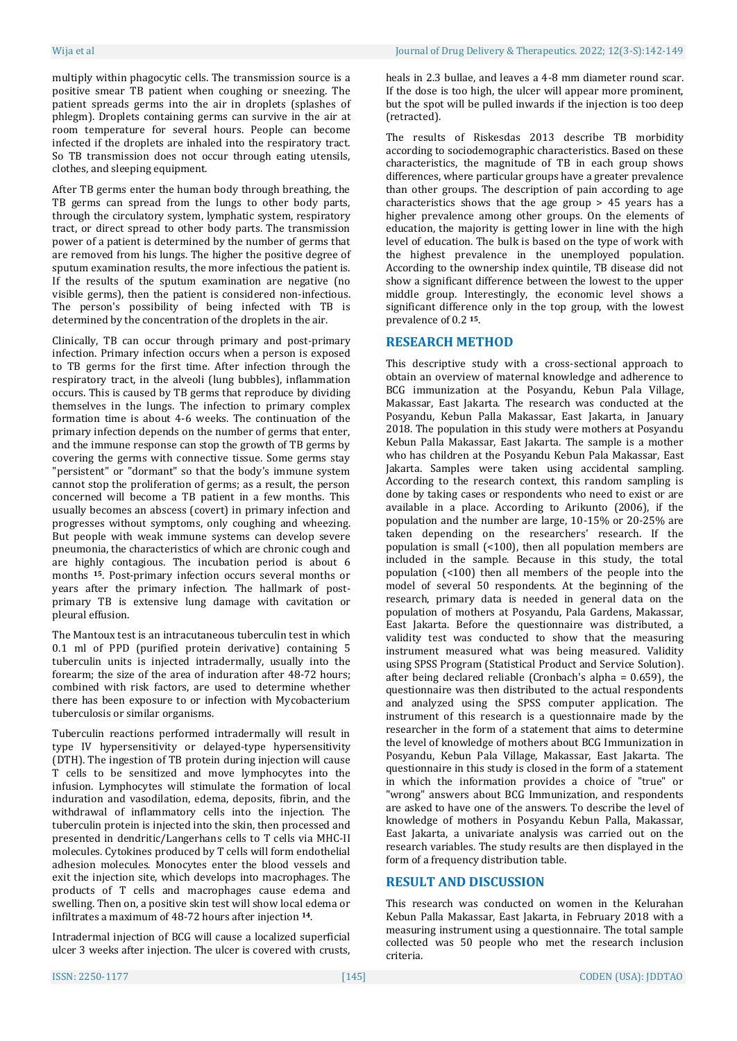multiply within phagocytic cells. The transmission source is a positive smear TB patient when coughing or sneezing. The patient spreads germs into the air in droplets (splashes of phlegm). Droplets containing germs can survive in the air at room temperature for several hours. People can become infected if the droplets are inhaled into the respiratory tract. So TB transmission does not occur through eating utensils, clothes, and sleeping equipment.

After TB germs enter the human body through breathing, the TB germs can spread from the lungs to other body parts, through the circulatory system, lymphatic system, respiratory tract, or direct spread to other body parts. The transmission power of a patient is determined by the number of germs that are removed from his lungs. The higher the positive degree of sputum examination results, the more infectious the patient is. If the results of the sputum examination are negative (no visible germs), then the patient is considered non-infectious. The person's possibility of being infected with TB is determined by the concentration of the droplets in the air.

Clinically, TB can occur through primary and post-primary infection. Primary infection occurs when a person is exposed to TB germs for the first time. After infection through the respiratory tract, in the alveoli (lung bubbles), inflammation occurs. This is caused by TB germs that reproduce by dividing themselves in the lungs. The infection to primary complex formation time is about 4-6 weeks. The continuation of the primary infection depends on the number of germs that enter, and the immune response can stop the growth of TB germs by covering the germs with connective tissue. Some germs stay "persistent" or "dormant" so that the body's immune system cannot stop the proliferation of germs; as a result, the person concerned will become a TB patient in a few months. This usually becomes an abscess (covert) in primary infection and progresses without symptoms, only coughing and wheezing. But people with weak immune systems can develop severe pneumonia, the characteristics of which are chronic cough and are highly contagious. The incubation period is about 6 months [15]. Post-primary infection occurs several months or years after the primary infection. The hallmark of post-primary TB is extensive lung damage with cavitation or pleural effusion.

The Mantoux test is an intracutaneous tuberculin test in which 0.1 ml of PPD (purified protein derivative) containing 5 tuberculin units is injected intradermally, usually into the forearm; the size of the area of induration after 48-72 hours; combined with risk factors, are used to determine whether there has been exposure to or infection with Mycobacterium tuberculosis or similar organisms.

Tuberculin reactions performed intradermally will result in type IV hypersensitivity or delayed-type hypersensitivity (DTH). The ingestion of TB protein during injection will cause T cells to be sensitized and move lymphocytes into the infusion. Lymphocytes will stimulate the formation of local induration and vasodilation, edema, deposits, fibrin, and the withdrawal of inflammatory cells into the injection. The tuberculin protein is injected into the skin, then processed and presented in dendritic/Langerhans cells to T cells via MHC-II molecules. Cytokines produced by T cells will form endothelial adhesion molecules. Monocytes enter the blood vessels and exit the injection site, which develops into macrophages. The products of T cells and macrophages cause edema and swelling. Then on, a positive skin test will show local edema or infiltrates a maximum of 48-72 hours after injection [14].

Intradermal injection of BCG will cause a localized superficial ulcer 3 weeks after injection. The ulcer is covered with crusts, heals in 2.3 bullae, and leaves a 4-8 mm diameter round scar. If the dose is too high, the ulcer will appear more prominent, but the spot will be pulled inwards if the injection is too deep (retracted).

The results of Riskesdas 2013 describe TB morbidity according to sociodemographic characteristics. Based on these characteristics, the magnitude of TB in each group shows differences, where particular groups have a greater prevalence than other groups. The description of pain according to age characteristics shows that the age group > 45 years has a higher prevalence among other groups. On the elements of education, the majority is getting lower in line with the high level of education. The bulk is based on the type of work with the highest prevalence in the unemployed population. According to the ownership index quintile, TB disease did not show a significant difference between the lowest to the upper middle group. Interestingly, the economic level shows a significant difference only in the top group, with the lowest prevalence of 0.2 [15].

## RESEARCH METHOD

This descriptive study with a cross-sectional approach to obtain an overview of maternal knowledge and adherence to BCG immunization at the Posyandu, Kebun Pala Village, Makassar, East Jakarta. The research was conducted at the Posyandu, Kebun Palla Makassar, East Jakarta, in January 2018. The population in this study were mothers at Posyandu Kebun Palla Makassar, East Jakarta. The sample is a mother who has children at the Posyandu Kebun Pala Makassar, East Jakarta. Samples were taken using accidental sampling. According to the research context, this random sampling is done by taking cases or respondents who need to exist or are available in a place. According to Arikunto (2006), if the population and the number are large, 10-15% or 20-25% are taken depending on the researchers' research. If the population is small (<100), then all population members are included in the sample. Because in this study, the total population (<100) then all members of the people into the model of several 50 respondents. At the beginning of the research, primary data is needed in general data on the population of mothers at Posyandu, Pala Gardens, Makassar, East Jakarta. Before the questionnaire was distributed, a validity test was conducted to show that the measuring instrument measured what was being measured. Validity using SPSS Program (Statistical Product and Service Solution). after being declared reliable (Cronbach's alpha = 0.659), the questionnaire was then distributed to the actual respondents and analyzed using the SPSS computer application. The instrument of this research is a questionnaire made by the researcher in the form of a statement that aims to determine the level of knowledge of mothers about BCG Immunization in Posyandu, Kebun Pala Village, Makassar, East Jakarta. The questionnaire in this study is closed in the form of a statement in which the information provides a choice of "true" or "wrong" answers about BCG Immunization, and respondents are asked to have one of the answers. To describe the level of knowledge of mothers in Posyandu Kebun Palla, Makassar, East Jakarta, a univariate analysis was carried out on the research variables. The study results are then displayed in the form of a frequency distribution table.

## RESULT AND DISCUSSION

This research was conducted on women in the Kelurahan Kebun Palla Makassar, East Jakarta, in February 2018 with a measuring instrument using a questionnaire. The total sample collected was 50 people who met the research inclusion criteria.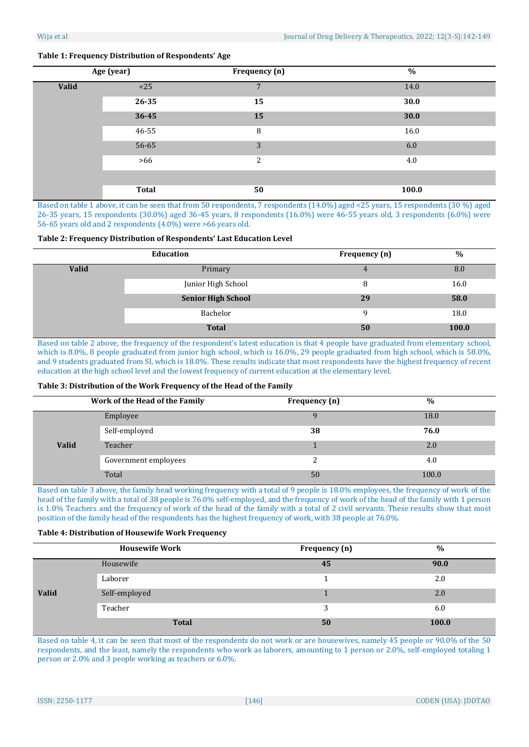**Table 1: Frequency Distribution of Respondents' Age**

| Age (year) | | Frequency (n) | % |
|---|---|---|---|
| Valid | <25 | 7 | 14.0 |
| | **26-35** | **15** | **30.0** |
| | **36-45** | **15** | **30.0** |
| | 46-55 | 8 | 16.0 |
| | 56-65 | 3 | 6.0 |
| | >66 | 2 | 4.0 |
| | | | |
| | **Total** | **50** | **100.0** |

Based on table 1 above, it can be seen that from 50 respondents, 7 respondents (14.0%) aged <25 years, 15 respondents (30 %) aged 26-35 years, 15 respondents (30.0%) aged 36-45 years, 8 respondents (16.0%) were 46-55 years old, 3 respondents (6.0%) were 56-65 years old and 2 respondents (4.0%) were >66 years old.

**Table 2: Frequency Distribution of Respondents' Last Education Level**

| Education | | Frequency (n) | % |
|---|---|---|---|
| Valid | Primary | 4 | 8.0 |
| | Junior High School | 8 | 16.0 |
| | **Senior High School** | **29** | **58.0** |
| | Bachelor | 9 | 18.0 |
| | **Total** | **50** | **100.0** |

Based on table 2 above, the frequency of the respondent's latest education is that 4 people have graduated from elementary school, which is 8.0%, 8 people graduated from junior high school, which is 16.0%, 29 people graduated from high school, which is 58.0%, and 9 students graduated from SI, which is 18.0%. These results indicate that most respondents have the highest frequency of recent education at the high school level and the lowest frequency of current education at the elementary level.

**Table 3: Distribution of the Work Frequency of the Head of the Family**

| Work of the Head of the Family | | Frequency (n) | % |
|---|---|---|---|
| Valid | Employee | 9 | 18.0 |
| | Self-employed | **38** | **76.0** |
| | Teacher | 1 | 2.0 |
| | Government employees | 2 | 4.0 |
| | Total | 50 | 100.0 |

Based on table 3 above, the family head working frequency with a total of 9 people is 18.0% employees, the frequency of work of the head of the family with a total of 38 people is 76.0% self-employed, and the frequency of work of the head of the family with 1 person is 1.0% Teachers and the frequency of work of the head of the family with a total of 2 civil servants. These results show that most position of the family head of the respondents has the highest frequency of work, with 38 people at 76.0%.

**Table 4: Distribution of Housewife Work Frequency**

| Housewife Work | | Frequency (n) | % |
|---|---|---|---|
| Valid | Housewife | **45** | **90.0** |
| | Laborer | 1 | 2.0 |
| | Self-employed | 1 | 2.0 |
| | Teacher | 3 | 6.0 |
| | **Total** | **50** | **100.0** |

Based on table 4, it can be seen that most of the respondents do not work or are housewives, namely 45 people or 90.0% of the 50 respondents, and the least, namely the respondents who work as laborers, amounting to 1 person or 2.0%, self-employed totaling 1 person or 2.0% and 3 people working as teachers or 6.0%.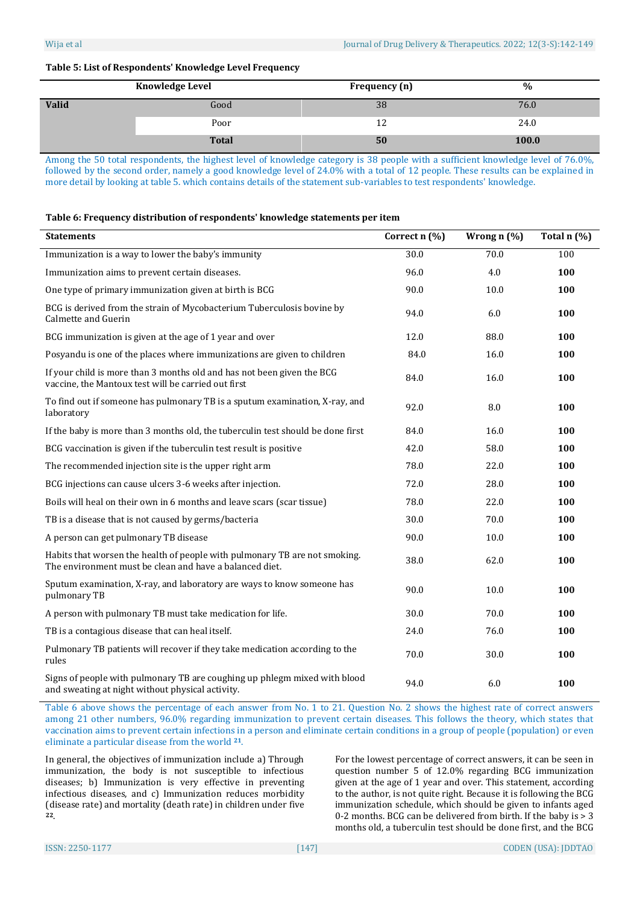**Table 5: List of Respondents' Knowledge Level Frequency**

| | Knowledge Level | Frequency (n) | % |
|---|---|---|---|
| **Valid** | Good | 38 | 76.0 |
| | Poor | 12 | 24.0 |
| | **Total** | **50** | **100.0** |

Among the 50 total respondents, the highest level of knowledge category is 38 people with a sufficient knowledge level of 76.0%, followed by the second order, namely a good knowledge level of 24.0% with a total of 12 people. These results can be explained in more detail by looking at table 5. which contains details of the statement sub-variables to test respondents' knowledge.

**Table 6: Frequency distribution of respondents' knowledge statements per item**

| Statements | Correct n (%) | Wrong n (%) | Total n (%) |
|---|---|---|---|
| Immunization is a way to lower the baby's immunity | 30.0 | 70.0 | 100 |
| Immunization aims to prevent certain diseases. | 96.0 | 4.0 | **100** |
| One type of primary immunization given at birth is BCG | 90.0 | 10.0 | **100** |
| BCG is derived from the strain of Mycobacterium Tuberculosis bovine by Calmette and Guerin | 94.0 | 6.0 | **100** |
| BCG immunization is given at the age of 1 year and over | 12.0 | 88.0 | **100** |
| Posyandu is one of the places where immunizations are given to children | 84.0 | 16.0 | **100** |
| If your child is more than 3 months old and has not been given the BCG vaccine, the Mantoux test will be carried out first | 84.0 | 16.0 | **100** |
| To find out if someone has pulmonary TB is a sputum examination, X-ray, and laboratory | 92.0 | 8.0 | **100** |
| If the baby is more than 3 months old, the tuberculin test should be done first | 84.0 | 16.0 | **100** |
| BCG vaccination is given if the tuberculin test result is positive | 42.0 | 58.0 | **100** |
| The recommended injection site is the upper right arm | 78.0 | 22.0 | **100** |
| BCG injections can cause ulcers 3-6 weeks after injection. | 72.0 | 28.0 | **100** |
| Boils will heal on their own in 6 months and leave scars (scar tissue) | 78.0 | 22.0 | **100** |
| TB is a disease that is not caused by germs/bacteria | 30.0 | 70.0 | **100** |
| A person can get pulmonary TB disease | 90.0 | 10.0 | **100** |
| Habits that worsen the health of people with pulmonary TB are not smoking. The environment must be clean and have a balanced diet. | 38.0 | 62.0 | **100** |
| Sputum examination, X-ray, and laboratory are ways to know someone has pulmonary TB | 90.0 | 10.0 | **100** |
| A person with pulmonary TB must take medication for life. | 30.0 | 70.0 | **100** |
| TB is a contagious disease that can heal itself. | 24.0 | 76.0 | **100** |
| Pulmonary TB patients will recover if they take medication according to the rules | 70.0 | 30.0 | **100** |
| Signs of people with pulmonary TB are coughing up phlegm mixed with blood and sweating at night without physical activity. | 94.0 | 6.0 | **100** |

Table 6 above shows the percentage of each answer from No. 1 to 21. Question No. 2 shows the highest rate of correct answers among 21 other numbers, 96.0% regarding immunization to prevent certain diseases. This follows the theory, which states that vaccination aims to prevent certain infections in a person and eliminate certain conditions in a group of people (population) or even eliminate a particular disease from the world [21].

In general, the objectives of immunization include a) Through immunization, the body is not susceptible to infectious diseases; b) Immunization is very effective in preventing infectious diseases, and c) Immunization reduces morbidity (disease rate) and mortality (death rate) in children under five [22].

For the lowest percentage of correct answers, it can be seen in question number 5 of 12.0% regarding BCG immunization given at the age of 1 year and over. This statement, according to the author, is not quite right. Because it is following the BCG immunization schedule, which should be given to infants aged 0-2 months. BCG can be delivered from birth. If the baby is > 3 months old, a tuberculin test should be done first, and the BCG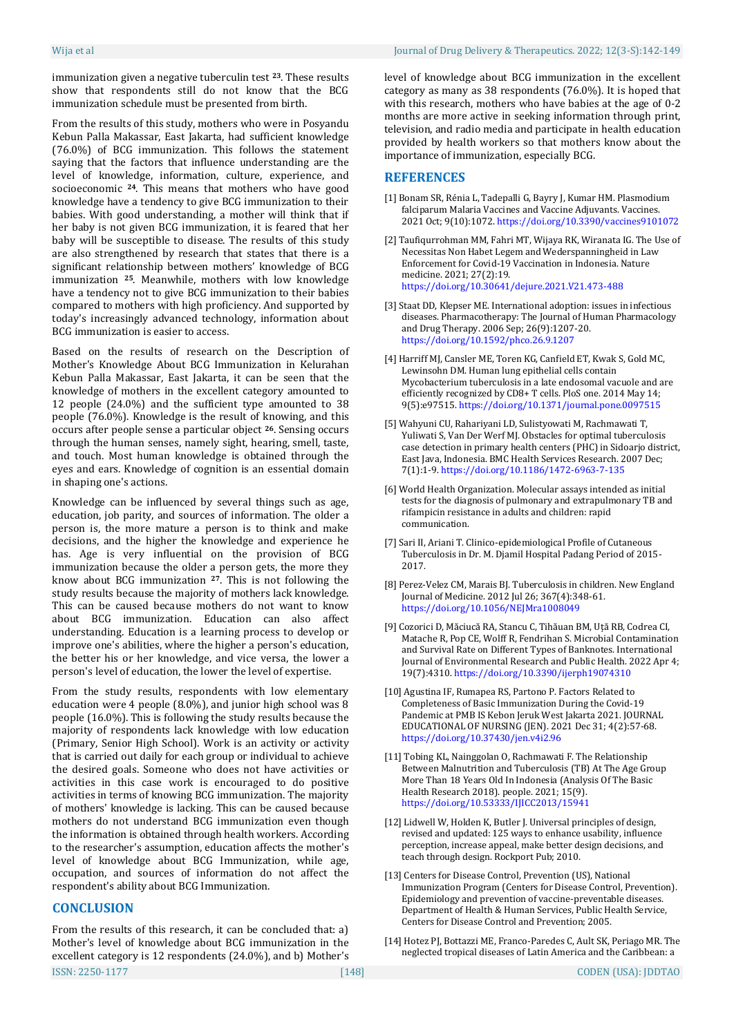immunization given a negative tuberculin test [23]. These results show that respondents still do not know that the BCG immunization schedule must be presented from birth.

From the results of this study, mothers who were in Posyandu Kebun Palla Makassar, East Jakarta, had sufficient knowledge (76.0%) of BCG immunization. This follows the statement saying that the factors that influence understanding are the level of knowledge, information, culture, experience, and socioeconomic [24]. This means that mothers who have good knowledge have a tendency to give BCG immunization to their babies. With good understanding, a mother will think that if her baby is not given BCG immunization, it is feared that her baby will be susceptible to disease. The results of this study are also strengthened by research that states that there is a significant relationship between mothers' knowledge of BCG immunization [25]. Meanwhile, mothers with low knowledge have a tendency not to give BCG immunization to their babies compared to mothers with high proficiency. And supported by today's increasingly advanced technology, information about BCG immunization is easier to access.

Based on the results of research on the Description of Mother's Knowledge About BCG Immunization in Kelurahan Kebun Palla Makassar, East Jakarta, it can be seen that the knowledge of mothers in the excellent category amounted to 12 people (24.0%) and the sufficient type amounted to 38 people (76.0%). Knowledge is the result of knowing, and this occurs after people sense a particular object [26]. Sensing occurs through the human senses, namely sight, hearing, smell, taste, and touch. Most human knowledge is obtained through the eyes and ears. Knowledge of cognition is an essential domain in shaping one's actions.

Knowledge can be influenced by several things such as age, education, job parity, and sources of information. The older a person is, the more mature a person is to think and make decisions, and the higher the knowledge and experience he has. Age is very influential on the provision of BCG immunization because the older a person gets, the more they know about BCG immunization [27]. This is not following the study results because the majority of mothers lack knowledge. This can be caused because mothers do not want to know about BCG immunization. Education can also affect understanding. Education is a learning process to develop or improve one's abilities, where the higher a person's education, the better his or her knowledge, and vice versa, the lower a person's level of education, the lower the level of expertise.

From the study results, respondents with low elementary education were 4 people (8.0%), and junior high school was 8 people (16.0%). This is following the study results because the majority of respondents lack knowledge with low education (Primary, Senior High School). Work is an activity or activity that is carried out daily for each group or individual to achieve the desired goals. Someone who does not have activities or activities in this case work is encouraged to do positive activities in terms of knowing BCG immunization. The majority of mothers' knowledge is lacking. This can be caused because mothers do not understand BCG immunization even though the information is obtained through health workers. According to the researcher's assumption, education affects the mother's level of knowledge about BCG Immunization, while age, occupation, and sources of information do not affect the respondent's ability about BCG Immunization.

## CONCLUSION

From the results of this research, it can be concluded that: a) Mother's level of knowledge about BCG immunization in the excellent category is 12 respondents (24.0%), and b) Mother's level of knowledge about BCG immunization in the excellent category as many as 38 respondents (76.0%). It is hoped that with this research, mothers who have babies at the age of 0-2 months are more active in seeking information through print, television, and radio media and participate in health education provided by health workers so that mothers know about the importance of immunization, especially BCG.

## REFERENCES

[1] Bonam SR, Rénia L, Tadepalli G, Bayry J, Kumar HM. Plasmodium falciparum Malaria Vaccines and Vaccine Adjuvants. Vaccines. 2021 Oct; 9(10):1072. https://doi.org/10.3390/vaccines9101072

[2] Taufiqurrohman MM, Fahri MT, Wijaya RK, Wiranata IG. The Use of Necessitas Non Habet Legem and Wederspanningheid in Law Enforcement for Covid-19 Vaccination in Indonesia. Nature medicine. 2021; 27(2):19. https://doi.org/10.30641/dejure.2021.V21.473-488

[3] Staat DD, Klepser ME. International adoption: issues in infectious diseases. Pharmacotherapy: The Journal of Human Pharmacology and Drug Therapy. 2006 Sep; 26(9):1207-20. https://doi.org/10.1592/phco.26.9.1207

[4] Harriff MJ, Cansler ME, Toren KG, Canfield ET, Kwak S, Gold MC, Lewinsohn DM. Human lung epithelial cells contain Mycobacterium tuberculosis in a late endosomal vacuole and are efficiently recognized by CD8+ T cells. PloS one. 2014 May 14; 9(5):e97515. https://doi.org/10.1371/journal.pone.0097515

[5] Wahyuni CU, Rahariyani LD, Sulistyowati M, Rachmawati T, Yuliwati S, Van Der Werf MJ. Obstacles for optimal tuberculosis case detection in primary health centers (PHC) in Sidoarjo district, East Java, Indonesia. BMC Health Services Research. 2007 Dec; 7(1):1-9. https://doi.org/10.1186/1472-6963-7-135

[6] World Health Organization. Molecular assays intended as initial tests for the diagnosis of pulmonary and extrapulmonary TB and rifampicin resistance in adults and children: rapid communication.

[7] Sari II, Ariani T. Clinico-epidemiological Profile of Cutaneous Tuberculosis in Dr. M. Djamil Hospital Padang Period of 2015-2017.

[8] Perez-Velez CM, Marais BJ. Tuberculosis in children. New England Journal of Medicine. 2012 Jul 26; 367(4):348-61. https://doi.org/10.1056/NEJMra1008049

[9] Cozorici D, Măciucă RA, Stancu C, Tihăuan BM, Uţă RB, Codrea CI, Matache R, Pop CE, Wolff R, Fendrihan S. Microbial Contamination and Survival Rate on Different Types of Banknotes. International Journal of Environmental Research and Public Health. 2022 Apr 4; 19(7):4310. https://doi.org/10.3390/ijerph19074310

[10] Agustina IF, Rumapea RS, Partono P. Factors Related to Completeness of Basic Immunization During the Covid-19 Pandemic at PMB IS Kebon Jeruk West Jakarta 2021. JOURNAL EDUCATIONAL OF NURSING (JEN). 2021 Dec 31; 4(2):57-68. https://doi.org/10.37430/jen.v4i2.96

[11] Tobing KL, Nainggolan O, Rachmawati F. The Relationship Between Malnutrition and Tuberculosis (TB) At The Age Group More Than 18 Years Old In Indonesia (Analysis Of The Basic Health Research 2018). people. 2021; 15(9). https://doi.org/10.53333/IJICC2013/15941

[12] Lidwell W, Holden K, Butler J. Universal principles of design, revised and updated: 125 ways to enhance usability, influence perception, increase appeal, make better design decisions, and teach through design. Rockport Pub; 2010.

[13] Centers for Disease Control, Prevention (US), National Immunization Program (Centers for Disease Control, Prevention). Epidemiology and prevention of vaccine-preventable diseases. Department of Health & Human Services, Public Health Service, Centers for Disease Control and Prevention; 2005.

[14] Hotez PJ, Bottazzi ME, Franco-Paredes C, Ault SK, Periago MR. The neglected tropical diseases of Latin America and the Caribbean: a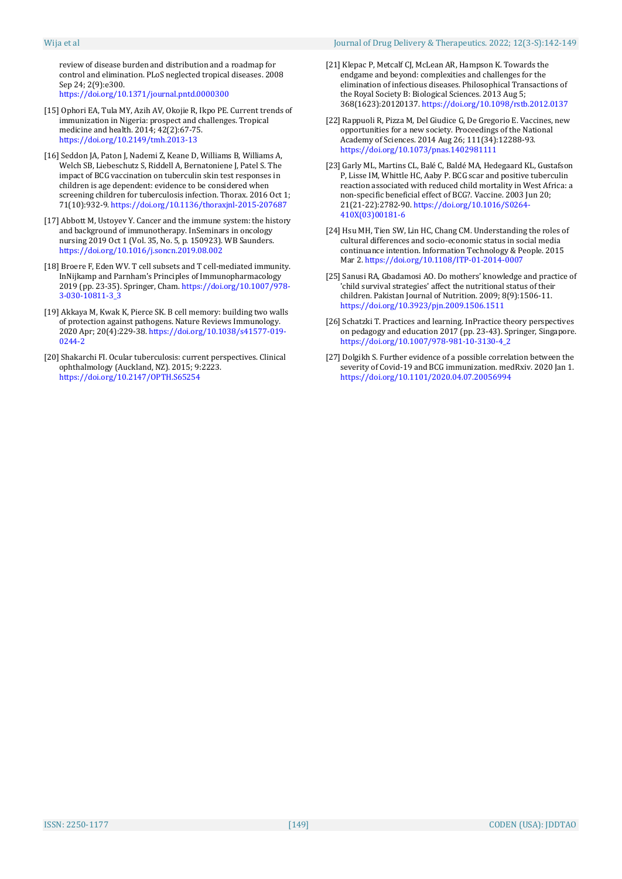review of disease burden and distribution and a roadmap for control and elimination. PLoS neglected tropical diseases. 2008 Sep 24; 2(9):e300. https://doi.org/10.1371/journal.pntd.0000300

[15] Ophori EA, Tula MY, Azih AV, Okojie R, Ikpo PE. Current trends of immunization in Nigeria: prospect and challenges. Tropical medicine and health. 2014; 42(2):67-75. https://doi.org/10.2149/tmh.2013-13

[16] Seddon JA, Paton J, Nademi Z, Keane D, Williams B, Williams A, Welch SB, Liebeschutz S, Riddell A, Bernatoniene J, Patel S. The impact of BCG vaccination on tuberculin skin test responses in children is age dependent: evidence to be considered when screening children for tuberculosis infection. Thorax. 2016 Oct 1; 71(10):932-9. https://doi.org/10.1136/thoraxjnl-2015-207687

[17] Abbott M, Ustoyev Y. Cancer and the immune system: the history and background of immunotherapy. InSeminars in oncology nursing 2019 Oct 1 (Vol. 35, No. 5, p. 150923). WB Saunders. https://doi.org/10.1016/j.soncn.2019.08.002

[18] Broere F, Eden WV. T cell subsets and T cell-mediated immunity. InNijkamp and Parnham's Principles of Immunopharmacology 2019 (pp. 23-35). Springer, Cham. https://doi.org/10.1007/978-3-030-10811-3_3

[19] Akkaya M, Kwak K, Pierce SK. B cell memory: building two walls of protection against pathogens. Nature Reviews Immunology. 2020 Apr; 20(4):229-38. https://doi.org/10.1038/s41577-019-0244-2

[20] Shakarchi FI. Ocular tuberculosis: current perspectives. Clinical ophthalmology (Auckland, NZ). 2015; 9:2223. https://doi.org/10.2147/OPTH.S65254

[21] Klepac P, Metcalf CJ, McLean AR, Hampson K. Towards the endgame and beyond: complexities and challenges for the elimination of infectious diseases. Philosophical Transactions of the Royal Society B: Biological Sciences. 2013 Aug 5; 368(1623):20120137. https://doi.org/10.1098/rstb.2012.0137

[22] Rappuoli R, Pizza M, Del Giudice G, De Gregorio E. Vaccines, new opportunities for a new society. Proceedings of the National Academy of Sciences. 2014 Aug 26; 111(34):12288-93. https://doi.org/10.1073/pnas.1402981111

[23] Garly ML, Martins CL, Balé C, Baldé MA, Hedegaard KL, Gustafson P, Lisse IM, Whittle HC, Aaby P. BCG scar and positive tuberculin reaction associated with reduced child mortality in West Africa: a non-specific beneficial effect of BCG?. Vaccine. 2003 Jun 20; 21(21-22):2782-90. https://doi.org/10.1016/S0264-410X(03)00181-6

[24] Hsu MH, Tien SW, Lin HC, Chang CM. Understanding the roles of cultural differences and socio-economic status in social media continuance intention. Information Technology & People. 2015 Mar 2. https://doi.org/10.1108/ITP-01-2014-0007

[25] Sanusi RA, Gbadamosi AO. Do mothers' knowledge and practice of 'child survival strategies' affect the nutritional status of their children. Pakistan Journal of Nutrition. 2009; 8(9):1506-11. https://doi.org/10.3923/pjn.2009.1506.1511

[26] Schatzki T. Practices and learning. InPractice theory perspectives on pedagogy and education 2017 (pp. 23-43). Springer, Singapore. https://doi.org/10.1007/978-981-10-3130-4_2

[27] Dolgikh S. Further evidence of a possible correlation between the severity of Covid-19 and BCG immunization. medRxiv. 2020 Jan 1. https://doi.org/10.1101/2020.04.07.20056994